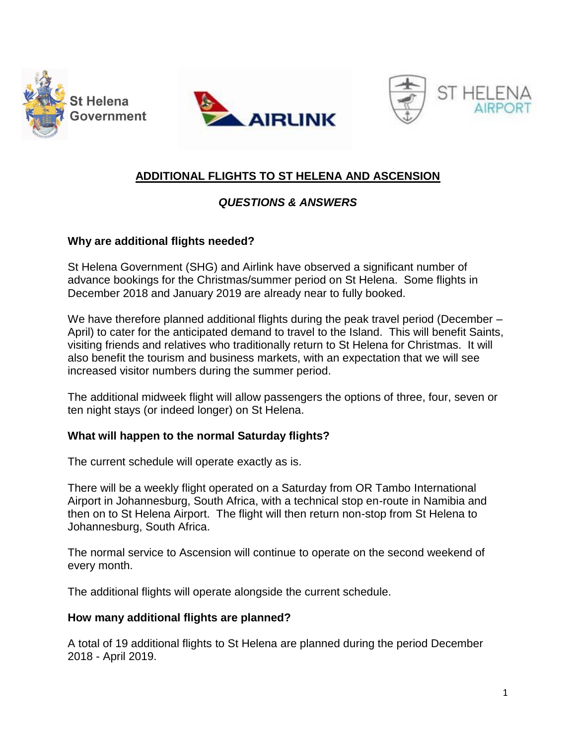St Helena Government

AIRLINK

ST HELENA AIRPORT

# ADDITIONAL FLIGHTS TO ST HELENA AND ASCENSION

## *QUESTIONS & ANSWERS*

**Why are additional flights needed?**

St Helena Government (SHG) and Airlink have observed a significant number of advance bookings for the Christmas/summer period on St Helena. Some flights in December 2018 and January 2019 are already near to fully booked.

We have therefore planned additional flights during the peak travel period (December – April) to cater for the anticipated demand to travel to the Island. This will benefit Saints, visiting friends and relatives who traditionally return to St Helena for Christmas. It will also benefit the tourism and business markets, with an expectation that we will see increased visitor numbers during the summer period.

The additional midweek flight will allow passengers the options of three, four, seven or ten night stays (or indeed longer) on St Helena.

**What will happen to the normal Saturday flights?**

The current schedule will operate exactly as is.

There will be a weekly flight operated on a Saturday from OR Tambo International Airport in Johannesburg, South Africa, with a technical stop en-route in Namibia and then on to St Helena Airport. The flight will then return non-stop from St Helena to Johannesburg, South Africa.

The normal service to Ascension will continue to operate on the second weekend of every month.

The additional flights will operate alongside the current schedule.

**How many additional flights are planned?**

A total of 19 additional flights to St Helena are planned during the period December 2018 - April 2019.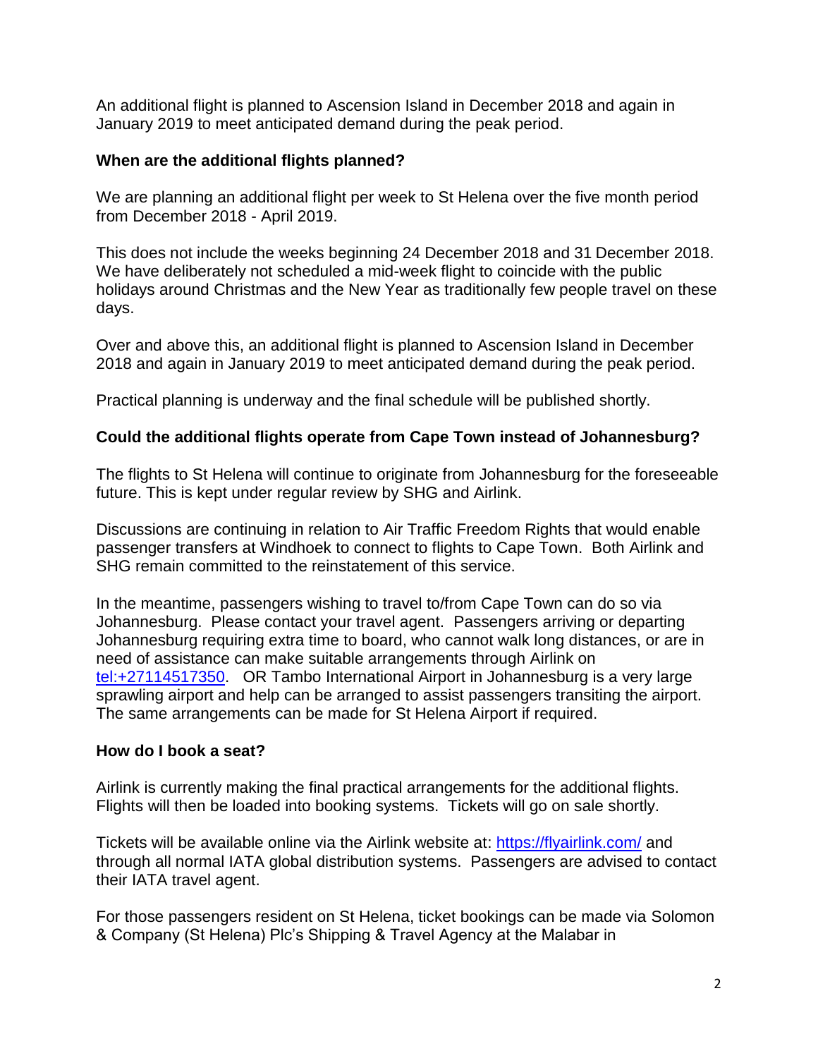An additional flight is planned to Ascension Island in December 2018 and again in January 2019 to meet anticipated demand during the peak period.

**When are the additional flights planned?**

We are planning an additional flight per week to St Helena over the five month period from December 2018 - April 2019.

This does not include the weeks beginning 24 December 2018 and 31 December 2018. We have deliberately not scheduled a mid-week flight to coincide with the public holidays around Christmas and the New Year as traditionally few people travel on these days.

Over and above this, an additional flight is planned to Ascension Island in December 2018 and again in January 2019 to meet anticipated demand during the peak period.

Practical planning is underway and the final schedule will be published shortly.

**Could the additional flights operate from Cape Town instead of Johannesburg?**

The flights to St Helena will continue to originate from Johannesburg for the foreseeable future. This is kept under regular review by SHG and Airlink.

Discussions are continuing in relation to Air Traffic Freedom Rights that would enable passenger transfers at Windhoek to connect to flights to Cape Town. Both Airlink and SHG remain committed to the reinstatement of this service.

In the meantime, passengers wishing to travel to/from Cape Town can do so via Johannesburg. Please contact your travel agent. Passengers arriving or departing Johannesburg requiring extra time to board, who cannot walk long distances, or are in need of assistance can make suitable arrangements through Airlink on [tel:+27114517350](tel:+27114517350). OR Tambo International Airport in Johannesburg is a very large sprawling airport and help can be arranged to assist passengers transiting the airport. The same arrangements can be made for St Helena Airport if required.

**How do I book a seat?**

Airlink is currently making the final practical arrangements for the additional flights. Flights will then be loaded into booking systems. Tickets will go on sale shortly.

Tickets will be available online via the Airlink website at: [https://flyairlink.com/](https://flyairlink.com/) and through all normal IATA global distribution systems. Passengers are advised to contact their IATA travel agent.

For those passengers resident on St Helena, ticket bookings can be made via Solomon & Company (St Helena) Plc's Shipping & Travel Agency at the Malabar in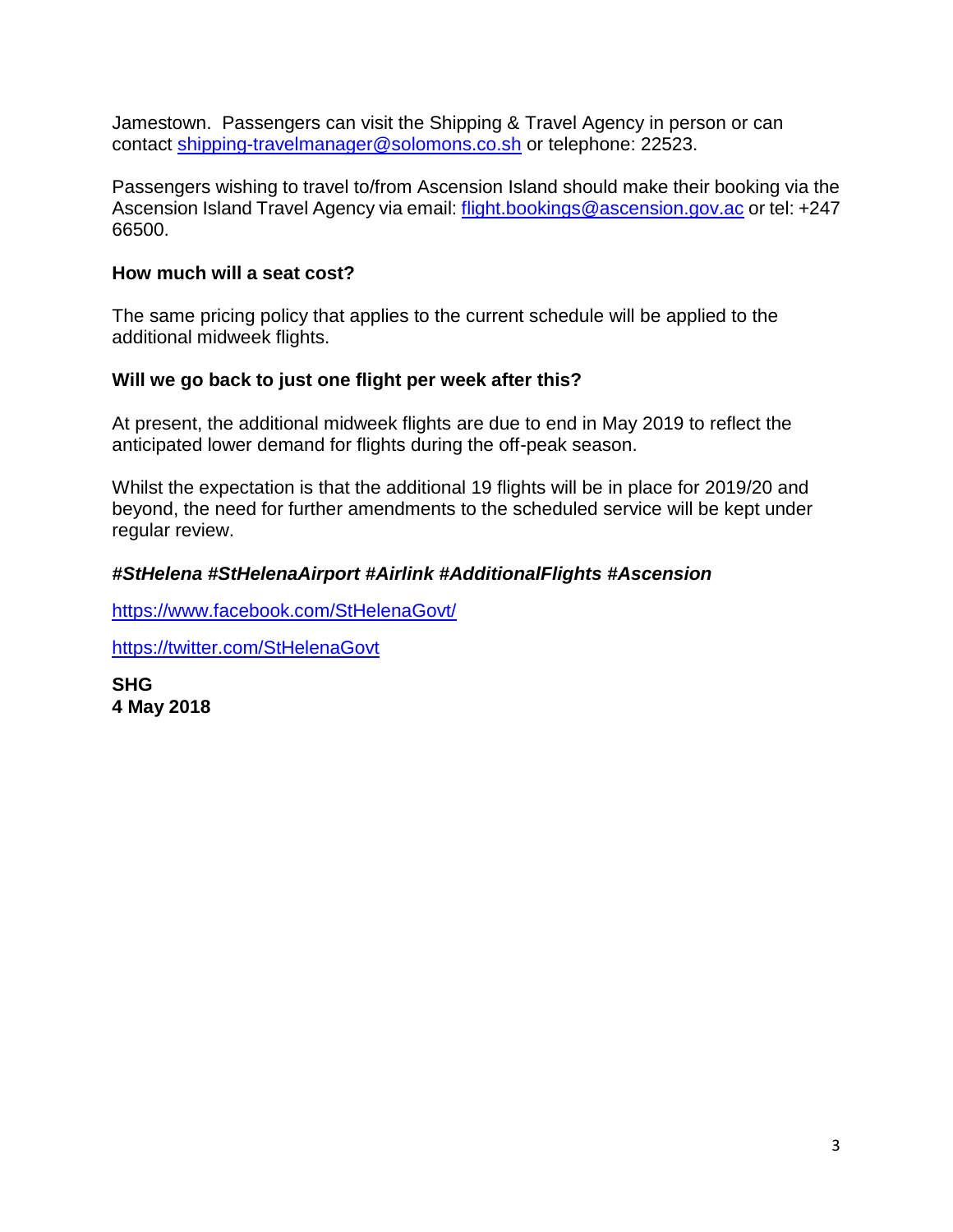Jamestown. Passengers can visit the Shipping & Travel Agency in person or can contact [shipping-travelmanager@solomons.co.sh](mailto:shipping-travelmanager@solomons.co.sh) or telephone: 22523.

Passengers wishing to travel to/from Ascension Island should make their booking via the Ascension Island Travel Agency via email: [flight.bookings@ascension.gov.ac](mailto:flight.bookings@ascension.gov.ac) or tel: +247 66500.

**How much will a seat cost?**

The same pricing policy that applies to the current schedule will be applied to the additional midweek flights.

**Will we go back to just one flight per week after this?**

At present, the additional midweek flights are due to end in May 2019 to reflect the anticipated lower demand for flights during the off-peak season.

Whilst the expectation is that the additional 19 flights will be in place for 2019/20 and beyond, the need for further amendments to the scheduled service will be kept under regular review.

***#StHelena #StHelenaAirport #Airlink #AdditionalFlights #Ascension***

https://www.facebook.com/StHelenaGovt/

https://twitter.com/StHelenaGovt

**SHG**
**4 May 2018**